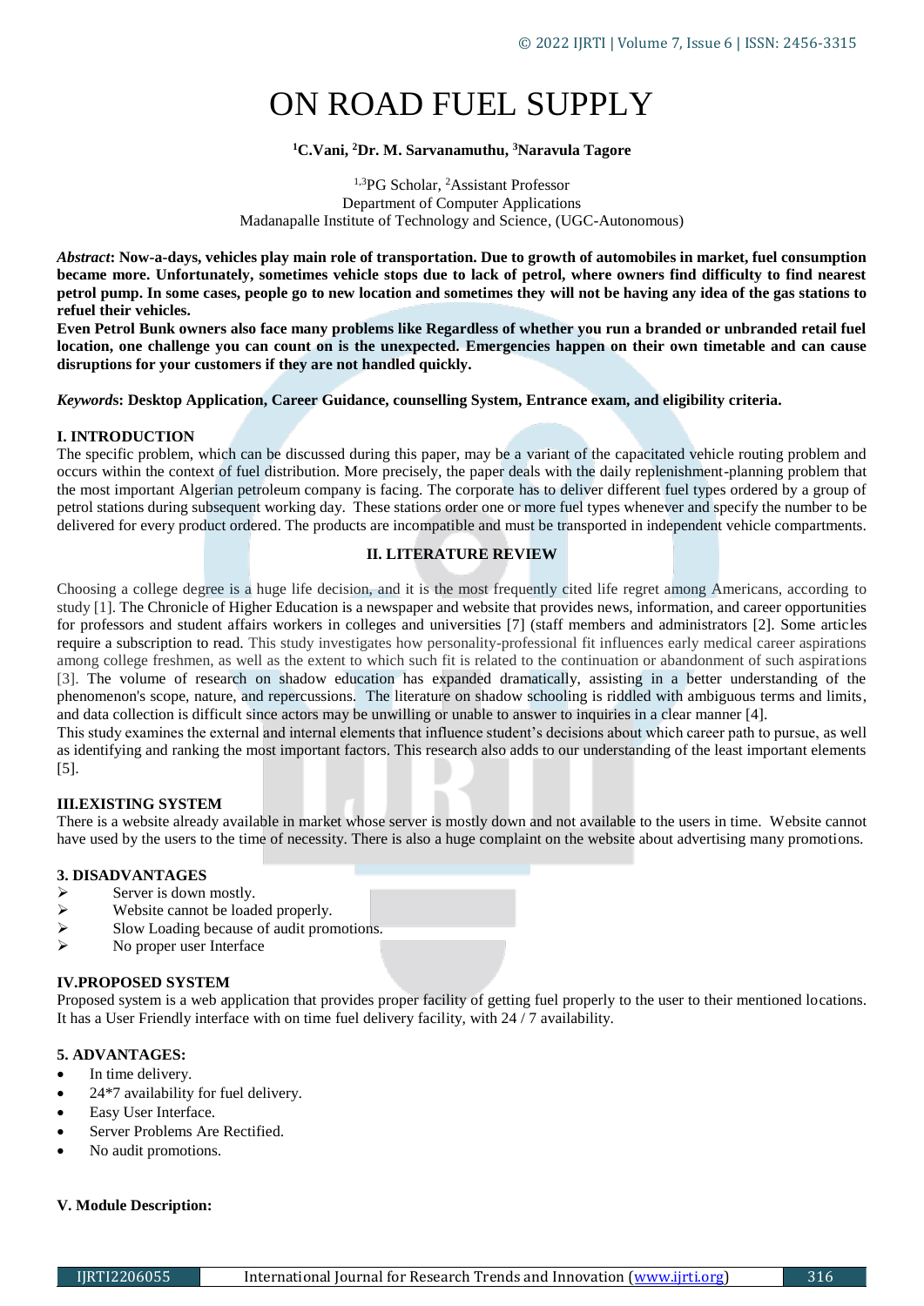# ON ROAD FUEL SUPPLY

**[1]C.Vani, [2]Dr. M. Sarvanamuthu, [3]Naravula Tagore**

[1,3]PG Scholar, [2]Assistant Professor
Department of Computer Applications
Madanapalle Institute of Technology and Science, (UGC-Autonomous)

***Abstract*: Now-a-days, vehicles play main role of transportation. Due to growth of automobiles in market, fuel consumption became more. Unfortunately, sometimes vehicle stops due to lack of petrol, where owners find difficulty to find nearest petrol pump. In some cases, people go to new location and sometimes they will not be having any idea of the gas stations to refuel their vehicles.**

**Even Petrol Bunk owners also face many problems like Regardless of whether you run a branded or unbranded retail fuel location, one challenge you can count on is the unexpected. Emergencies happen on their own timetable and can cause disruptions for your customers if they are not handled quickly.**

***Keywords*: Desktop Application, Career Guidance, counselling System, Entrance exam, and eligibility criteria.**

## I. INTRODUCTION

The specific problem, which can be discussed during this paper, may be a variant of the capacitated vehicle routing problem and occurs within the context of fuel distribution. More precisely, the paper deals with the daily replenishment-planning problem that the most important Algerian petroleum company is facing. The corporate has to deliver different fuel types ordered by a group of petrol stations during subsequent working day. These stations order one or more fuel types whenever and specify the number to be delivered for every product ordered. The products are incompatible and must be transported in independent vehicle compartments.

## II. LITERATURE REVIEW

Choosing a college degree is a huge life decision, and it is the most frequently cited life regret among Americans, according to study [1]. The Chronicle of Higher Education is a newspaper and website that provides news, information, and career opportunities for professors and student affairs workers in colleges and universities [7] (staff members and administrators [2]. Some articles require a subscription to read. This study investigates how personality-professional fit influences early medical career aspirations among college freshmen, as well as the extent to which such fit is related to the continuation or abandonment of such aspirations [3]. The volume of research on shadow education has expanded dramatically, assisting in a better understanding of the phenomenon's scope, nature, and repercussions. The literature on shadow schooling is riddled with ambiguous terms and limits, and data collection is difficult since actors may be unwilling or unable to answer to inquiries in a clear manner [4].

This study examines the external and internal elements that influence student's decisions about which career path to pursue, as well as identifying and ranking the most important factors. This research also adds to our understanding of the least important elements [5].

## III.EXISTING SYSTEM

There is a website already available in market whose server is mostly down and not available to the users in time. Website cannot have used by the users to the time of necessity. There is also a huge complaint on the website about advertising many promotions.

### 3. DISADVANTAGES

- Server is down mostly.
- Website cannot be loaded properly.
- Slow Loading because of audit promotions.
- No proper user Interface

## IV.PROPOSED SYSTEM

Proposed system is a web application that provides proper facility of getting fuel properly to the user to their mentioned locations. It has a User Friendly interface with on time fuel delivery facility, with 24 / 7 availability.

### 5. ADVANTAGES:

- In time delivery.
- 24*7 availability for fuel delivery.
- Easy User Interface.
- Server Problems Are Rectified.
- No audit promotions.

## V. Module Description: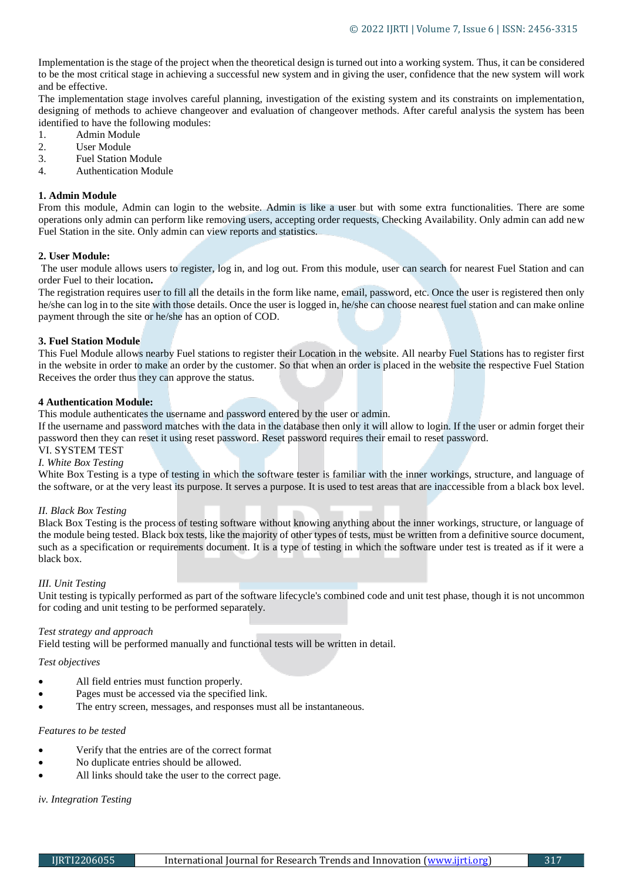Implementation is the stage of the project when the theoretical design is turned out into a working system. Thus, it can be considered to be the most critical stage in achieving a successful new system and in giving the user, confidence that the new system will work and be effective.

The implementation stage involves careful planning, investigation of the existing system and its constraints on implementation, designing of methods to achieve changeover and evaluation of changeover methods. After careful analysis the system has been identified to have the following modules:

1. Admin Module
2. User Module
3. Fuel Station Module
4. Authentication Module

**1. Admin Module**

From this module, Admin can login to the website. Admin is like a user but with some extra functionalities. There are some operations only admin can perform like removing users, accepting order requests, Checking Availability. Only admin can add new Fuel Station in the site. Only admin can view reports and statistics.

**2. User Module:**

The user module allows users to register, log in, and log out. From this module, user can search for nearest Fuel Station and can order Fuel to their location**.**

The registration requires user to fill all the details in the form like name, email, password, etc. Once the user is registered then only he/she can log in to the site with those details. Once the user is logged in, he/she can choose nearest fuel station and can make online payment through the site or he/she has an option of COD.

**3. Fuel Station Module**

This Fuel Module allows nearby Fuel stations to register their Location in the website. All nearby Fuel Stations has to register first in the website in order to make an order by the customer. So that when an order is placed in the website the respective Fuel Station Receives the order thus they can approve the status.

**4 Authentication Module:**

This module authenticates the username and password entered by the user or admin.

If the username and password matches with the data in the database then only it will allow to login. If the user or admin forget their password then they can reset it using reset password. Reset password requires their email to reset password.

VI. SYSTEM TEST

*I. White Box Testing*

White Box Testing is a type of testing in which the software tester is familiar with the inner workings, structure, and language of the software, or at the very least its purpose. It serves a purpose. It is used to test areas that are inaccessible from a black box level.

*II. Black Box Testing*

Black Box Testing is the process of testing software without knowing anything about the inner workings, structure, or language of the module being tested. Black box tests, like the majority of other types of tests, must be written from a definitive source document, such as a specification or requirements document. It is a type of testing in which the software under test is treated as if it were a black box.

*III. Unit Testing*

Unit testing is typically performed as part of the software lifecycle's combined code and unit test phase, though it is not uncommon for coding and unit testing to be performed separately.

*Test strategy and approach*

Field testing will be performed manually and functional tests will be written in detail.

*Test objectives*

- All field entries must function properly.
- Pages must be accessed via the specified link.
- The entry screen, messages, and responses must all be instantaneous.

*Features to be tested*

- Verify that the entries are of the correct format
- No duplicate entries should be allowed.
- All links should take the user to the correct page.

*iv. Integration Testing*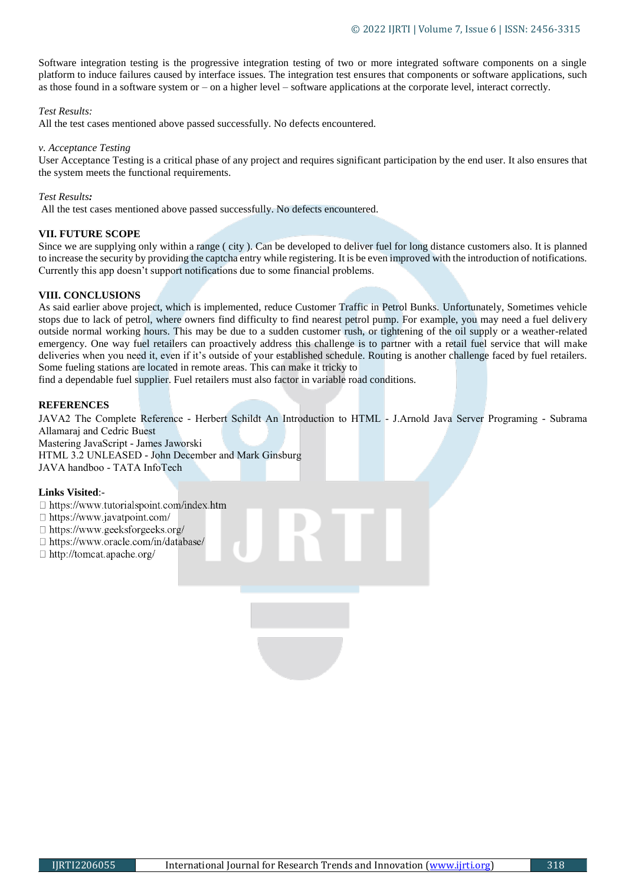Software integration testing is the progressive integration testing of two or more integrated software components on a single platform to induce failures caused by interface issues. The integration test ensures that components or software applications, such as those found in a software system or – on a higher level – software applications at the corporate level, interact correctly.

*Test Results:*
All the test cases mentioned above passed successfully. No defects encountered.

*v. Acceptance Testing*
User Acceptance Testing is a critical phase of any project and requires significant participation by the end user. It also ensures that the system meets the functional requirements.

*Test Results**:***
All the test cases mentioned above passed successfully. No defects encountered.

## VII. FUTURE SCOPE

Since we are supplying only within a range ( city ). Can be developed to deliver fuel for long distance customers also. It is planned to increase the security by providing the captcha entry while registering. It is be even improved with the introduction of notifications. Currently this app doesn't support notifications due to some financial problems.

## VIII. CONCLUSIONS

As said earlier above project, which is implemented, reduce Customer Traffic in Petrol Bunks. Unfortunately, Sometimes vehicle stops due to lack of petrol, where owners find difficulty to find nearest petrol pump. For example, you may need a fuel delivery outside normal working hours. This may be due to a sudden customer rush, or tightening of the oil supply or a weather-related emergency. One way fuel retailers can proactively address this challenge is to partner with a retail fuel service that will make deliveries when you need it, even if it's outside of your established schedule. Routing is another challenge faced by fuel retailers. Some fueling stations are located in remote areas. This can make it tricky to
find a dependable fuel supplier. Fuel retailers must also factor in variable road conditions.

## REFERENCES

JAVA2 The Complete Reference - Herbert Schildt An Introduction to HTML - J.Arnold Java Server Programing - Subrama Allamaraj and Cedric Buest
Mastering JavaScript - James Jaworski
HTML 3.2 UNLEASED - John December and Mark Ginsburg
JAVA handboo - TATA InfoTech

**Links Visited**:-

- https://www.tutorialspoint.com/index.htm
- https://www.javatpoint.com/
- https://www.geeksforgeeks.org/
- https://www.oracle.com/in/database/
- http://tomcat.apache.org/